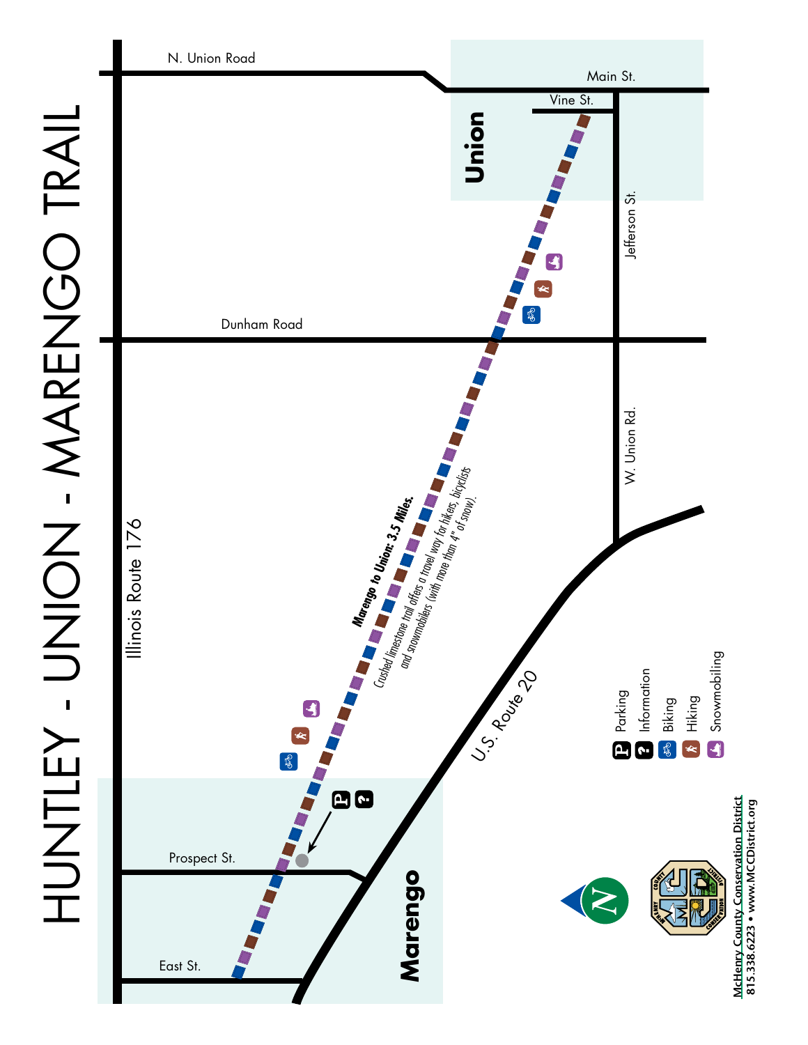# HUNTLEY - UNION - MARENGO TRAIL

N. Union Road

Main St.

Vine St.

Union

Jefferson St.

Dunham Road

W. Union Rd.

Illinois Route 176

**Marengo to Union: 3.5 Miles.**

*Crushed limestone trail offers a travel way for hikers, bicyclists and snowmobilers (with more than 4" of snow).*

U.S. Route 20

Prospect St.

East St.

Marengo

- P Parking
- ? Information
- Biking
- Hiking
- Snowmobiling

McHenry County Conservation District
815.338.6223 • www.MCCDistrict.org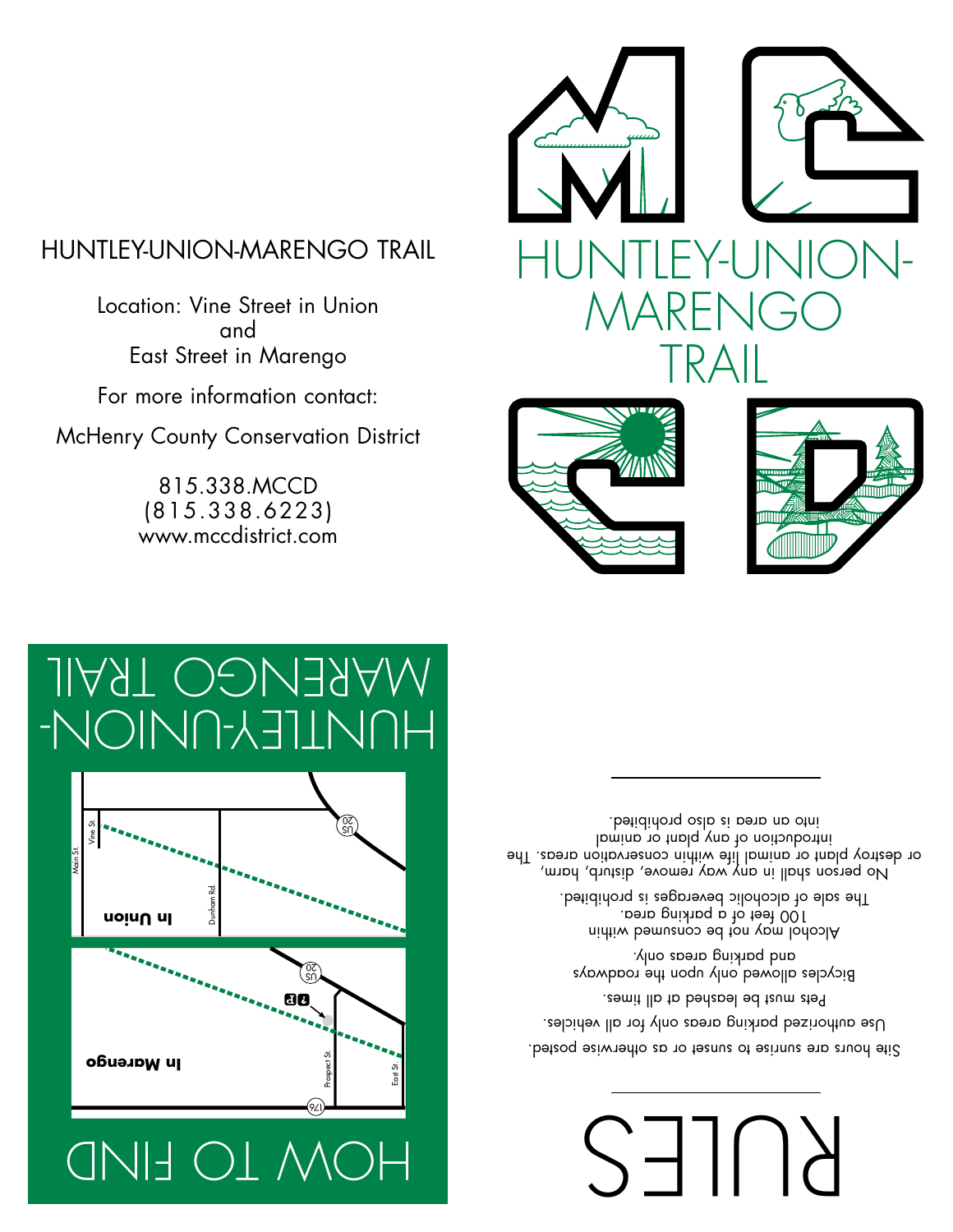# HUNTLEY-UNION-MARENGO TRAIL

Location: Vine Street in Union
and
East Street in Marengo

For more information contact:

McHenry County Conservation District

815.338.MCCD
(815.338.6223)
www.mccdistrict.com

# HUNTLEY-UNION-MARENGO TRAIL

# RULES

Site hours are sunrise to sunset or as otherwise posted.

Use authorized parking areas only for all vehicles.

Pets must be leashed at all times.

Bicycles allowed only upon the roadways and parking areas only.

Alcohol may not be consumed within 100 feet of a parking area.

The sale of alcoholic beverages is prohibited.

No person shall in any way remove, disturb, harm, or destroy plant or animal life within conservation areas. The introduction of any plant or animal into an area is also prohibited.

# HUNTLEY-UNION-MARENGO TRAIL

# HOW TO FIND

In Union

Main St.

Vine St.

Dunham Rd.

US 20

In Marengo

Prospect St.

East St.

US 20

176